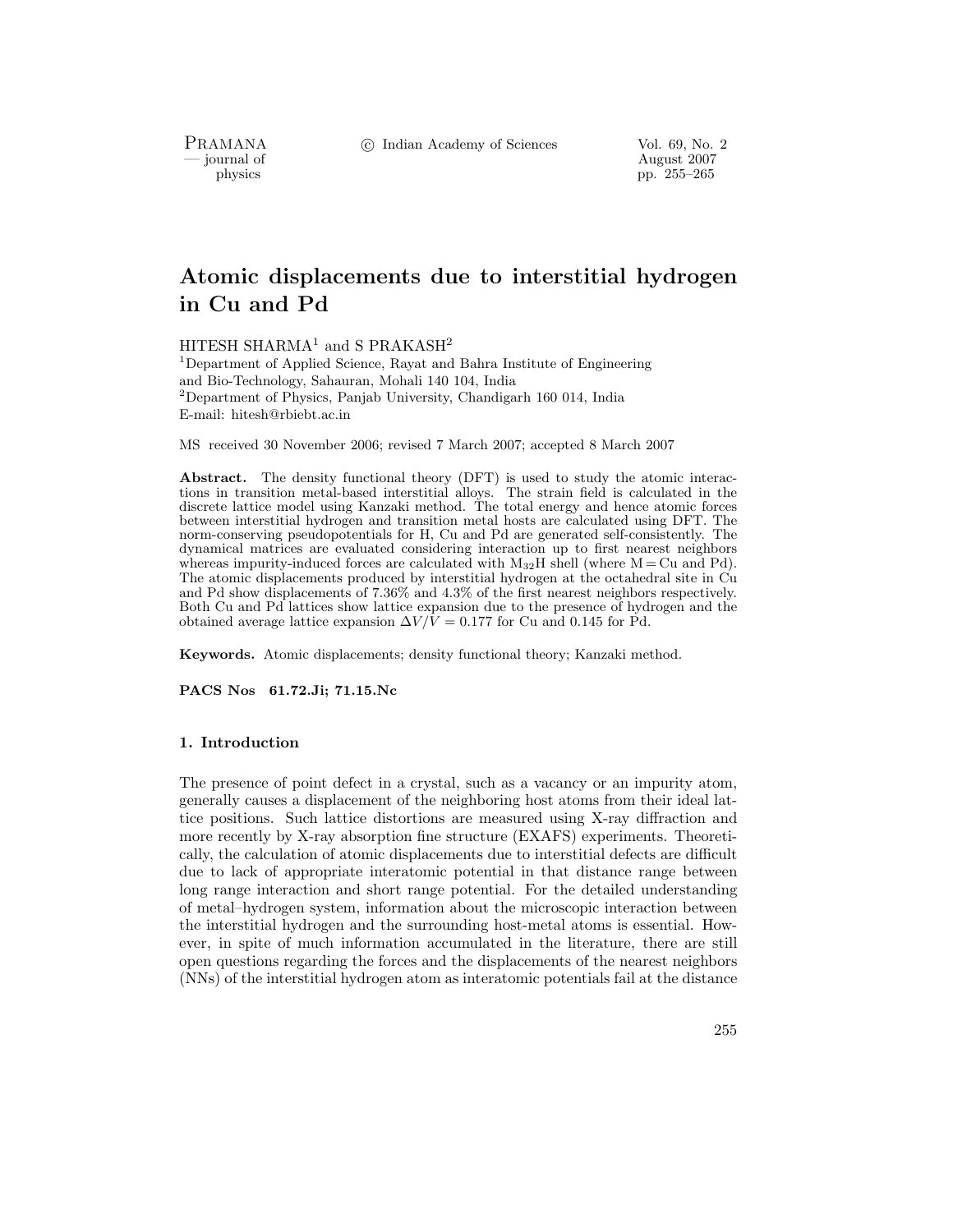# Atomic displacements due to interstitial hydrogen in Cu and Pd

HITESH SHARMA[1] and S PRAKASH[2]

[1]Department of Applied Science, Rayat and Bahra Institute of Engineering and Bio-Technology, Sahauran, Mohali 140 104, India
[2]Department of Physics, Panjab University, Chandigarh 160 014, India
E-mail: hitesh@rbiebt.ac.in

MS received 30 November 2006; revised 7 March 2007; accepted 8 March 2007

**Abstract.** The density functional theory (DFT) is used to study the atomic interactions in transition metal-based interstitial alloys. The strain field is calculated in the discrete lattice model using Kanzaki method. The total energy and hence atomic forces between interstitial hydrogen and transition metal hosts are calculated using DFT. The norm-conserving pseudopotentials for H, Cu and Pd are generated self-consistently. The dynamical matrices are evaluated considering interaction up to first nearest neighbors whereas impurity-induced forces are calculated with $M_{32}H$ shell (where M = Cu and Pd). The atomic displacements produced by interstitial hydrogen at the octahedral site in Cu and Pd show displacements of 7.36% and 4.3% of the first nearest neighbors respectively. Both Cu and Pd lattices show lattice expansion due to the presence of hydrogen and the obtained average lattice expansion $\Delta V/V = 0.177$ for Cu and 0.145 for Pd.

**Keywords.** Atomic displacements; density functional theory; Kanzaki method.

**PACS Nos** 61.72.Ji; 71.15.Nc

## 1. Introduction

The presence of point defect in a crystal, such as a vacancy or an impurity atom, generally causes a displacement of the neighboring host atoms from their ideal lattice positions. Such lattice distortions are measured using X-ray diffraction and more recently by X-ray absorption fine structure (EXAFS) experiments. Theoretically, the calculation of atomic displacements due to interstitial defects are difficult due to lack of appropriate interatomic potential in that distance range between long range interaction and short range potential. For the detailed understanding of metal–hydrogen system, information about the microscopic interaction between the interstitial hydrogen and the surrounding host-metal atoms is essential. However, in spite of much information accumulated in the literature, there are still open questions regarding the forces and the displacements of the nearest neighbors (NNs) of the interstitial hydrogen atom as interatomic potentials fail at the distance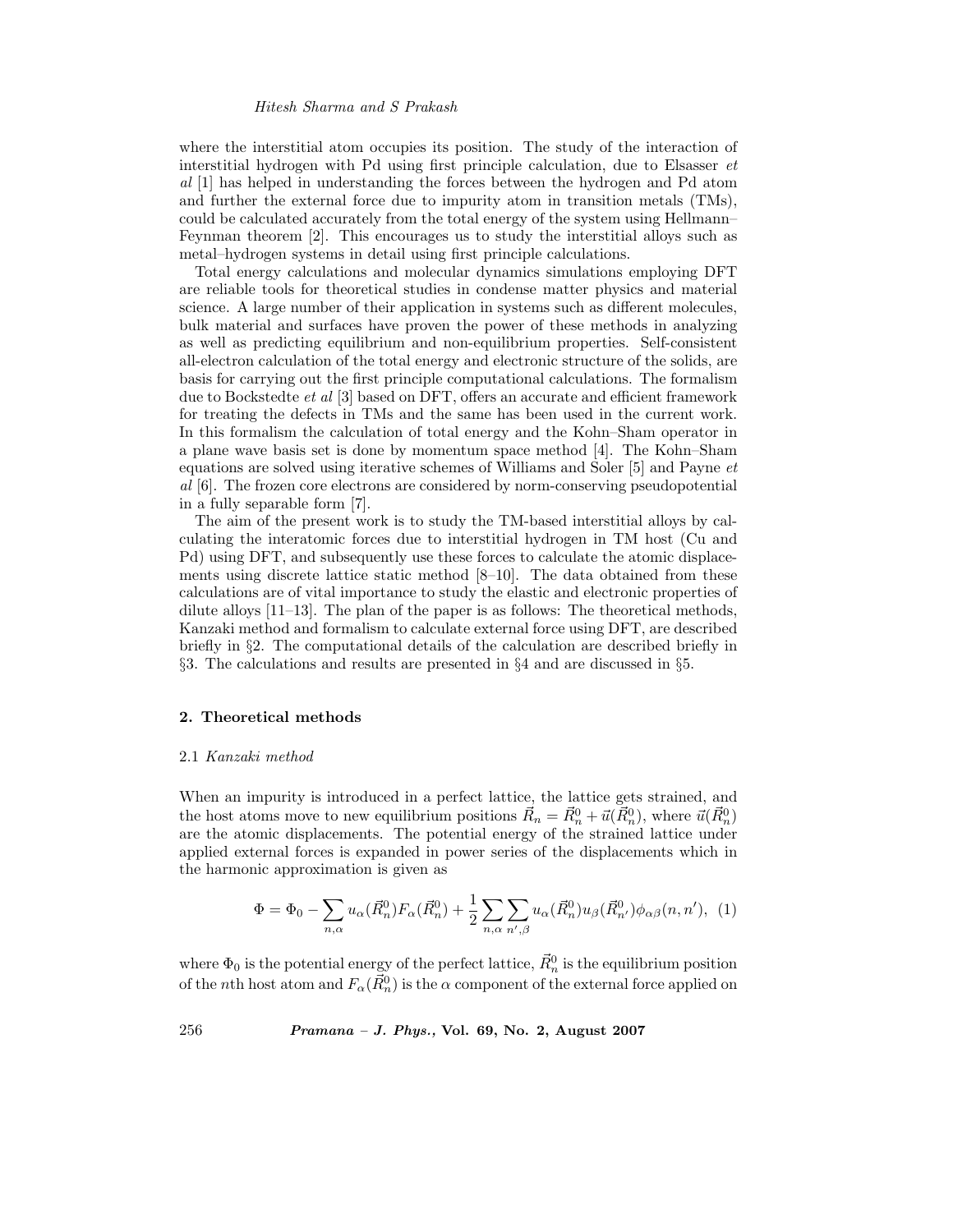where the interstitial atom occupies its position. The study of the interaction of interstitial hydrogen with Pd using first principle calculation, due to Elsasser *et al* [1] has helped in understanding the forces between the hydrogen and Pd atom and further the external force due to impurity atom in transition metals (TMs), could be calculated accurately from the total energy of the system using Hellmann–Feynman theorem [2]. This encourages us to study the interstitial alloys such as metal–hydrogen systems in detail using first principle calculations.

Total energy calculations and molecular dynamics simulations employing DFT are reliable tools for theoretical studies in condense matter physics and material science. A large number of their application in systems such as different molecules, bulk material and surfaces have proven the power of these methods in analyzing as well as predicting equilibrium and non-equilibrium properties. Self-consistent all-electron calculation of the total energy and electronic structure of the solids, are basis for carrying out the first principle computational calculations. The formalism due to Bockstedte *et al* [3] based on DFT, offers an accurate and efficient framework for treating the defects in TMs and the same has been used in the current work. In this formalism the calculation of total energy and the Kohn–Sham operator in a plane wave basis set is done by momentum space method [4]. The Kohn–Sham equations are solved using iterative schemes of Williams and Soler [5] and Payne *et al* [6]. The frozen core electrons are considered by norm-conserving pseudopotential in a fully separable form [7].

The aim of the present work is to study the TM-based interstitial alloys by calculating the interatomic forces due to interstitial hydrogen in TM host (Cu and Pd) using DFT, and subsequently use these forces to calculate the atomic displacements using discrete lattice static method [8–10]. The data obtained from these calculations are of vital importance to study the elastic and electronic properties of dilute alloys [11–13]. The plan of the paper is as follows: The theoretical methods, Kanzaki method and formalism to calculate external force using DFT, are described briefly in §2. The computational details of the calculation are described briefly in §3. The calculations and results are presented in §4 and are discussed in §5.

## 2. Theoretical methods

### 2.1 *Kanzaki method*

When an impurity is introduced in a perfect lattice, the lattice gets strained, and the host atoms move to new equilibrium positions $\vec{R}_n = \vec{R}_n^0 + \vec{u}(\vec{R}_n^0)$, where $\vec{u}(\vec{R}_n^0)$ are the atomic displacements. The potential energy of the strained lattice under applied external forces is expanded in power series of the displacements which in the harmonic approximation is given as

$$\Phi = \Phi_0 - \sum_{n,\alpha} u_\alpha(\vec{R}_n^0) F_\alpha(\vec{R}_n^0) + \frac{1}{2} \sum_{n,\alpha} \sum_{n',\beta} u_\alpha(\vec{R}_n^0) u_\beta(\vec{R}_{n'}^0) \phi_{\alpha\beta}(n,n'), \quad (1)$$

where $\Phi_0$ is the potential energy of the perfect lattice, $\vec{R}_n^0$ is the equilibrium position of the $n$th host atom and $F_\alpha(\vec{R}_n^0)$ is the $\alpha$ component of the external force applied on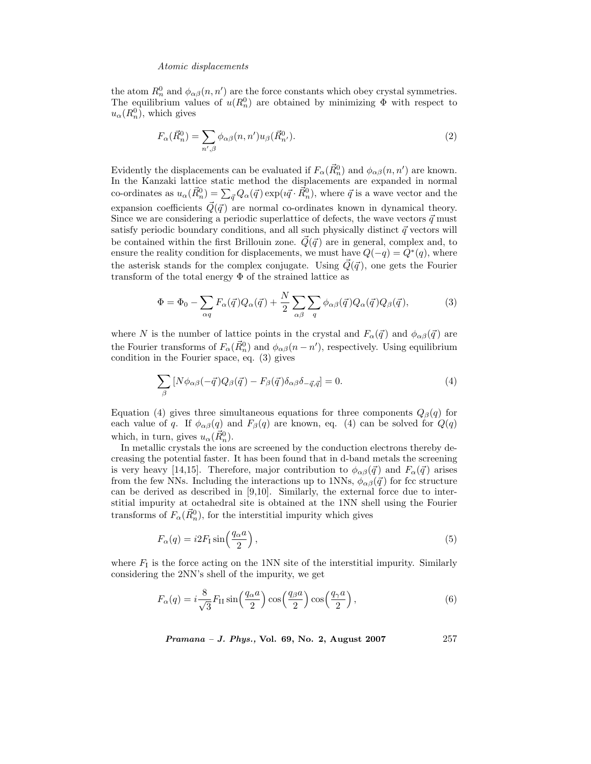the atom $R_n^0$ and $\phi_{\alpha\beta}(n,n')$ are the force constants which obey crystal symmetries. The equilibrium values of $u(R_n^0)$ are obtained by minimizing $\Phi$ with respect to $u_\alpha(R_n^0)$, which gives

$$F_\alpha(\vec{R}_n^0) = \sum_{n',\beta} \phi_{\alpha\beta}(n,n') u_\beta(\vec{R}_{n'}^0). \tag{2}$$

Evidently the displacements can be evaluated if $F_\alpha(\vec{R}_n^0)$ and $\phi_{\alpha\beta}(n,n')$ are known. In the Kanzaki lattice static method the displacements are expanded in normal co-ordinates as $u_\alpha(\vec{R}_n^0) = \sum_{\vec{q}} Q_\alpha(\vec{q}) \exp(\imath\vec{q}\cdot\vec{R}_n^0)$, where $\vec{q}$ is a wave vector and the expansion coefficients $\vec{Q}(\vec{q})$ are normal co-ordinates known in dynamical theory. Since we are considering a periodic superlattice of defects, the wave vectors $\vec{q}$ must satisfy periodic boundary conditions, and all such physically distinct $\vec{q}$ vectors will be contained within the first Brillouin zone. $\vec{Q}(\vec{q})$ are in general, complex and, to ensure the reality condition for displacements, we must have $Q(-q) = Q^*(q)$, where the asterisk stands for the complex conjugate. Using $\vec{Q}(\vec{q})$, one gets the Fourier transform of the total energy $\Phi$ of the strained lattice as

$$\Phi = \Phi_0 - \sum_{\alpha q} F_\alpha(\vec{q}) Q_\alpha(\vec{q}) + \frac{N}{2} \sum_{\alpha\beta} \sum_{q} \phi_{\alpha\beta}(\vec{q}) Q_\alpha(\vec{q}) Q_\beta(\vec{q}), \tag{3}$$

where $N$ is the number of lattice points in the crystal and $F_\alpha(\vec{q})$ and $\phi_{\alpha\beta}(\vec{q})$ are the Fourier transforms of $F_\alpha(\vec{R}_n^0)$ and $\phi_{\alpha\beta}(n-n')$, respectively. Using equilibrium condition in the Fourier space, eq. (3) gives

$$\sum_{\beta} [N\phi_{\alpha\beta}(-\vec{q}) Q_\beta(\vec{q}) - F_\beta(\vec{q}) \delta_{\alpha\beta} \delta_{-\vec{q},\vec{q}}] = 0. \tag{4}$$

Equation (4) gives three simultaneous equations for three components $Q_\beta(q)$ for each value of $q$. If $\phi_{\alpha\beta}(q)$ and $F_\beta(q)$ are known, eq. (4) can be solved for $Q(q)$ which, in turn, gives $u_\alpha(\vec{R}_n^0)$.

In metallic crystals the ions are screened by the conduction electrons thereby decreasing the potential faster. It has been found that in d-band metals the screening is very heavy [14,15]. Therefore, major contribution to $\phi_{\alpha\beta}(\vec{q})$ and $F_\alpha(\vec{q})$ arises from the few NNs. Including the interactions up to 1NNs, $\phi_{\alpha\beta}(\vec{q})$ for fcc structure can be derived as described in [9,10]. Similarly, the external force due to interstitial impurity at octahedral site is obtained at the 1NN shell using the Fourier transforms of $F_\alpha(\vec{R}_n^0)$, for the interstitial impurity which gives

$$F_\alpha(q) = i2F_{\rm I} \sin\left(\frac{q_\alpha a}{2}\right), \tag{5}$$

where $F_{\rm I}$ is the force acting on the 1NN site of the interstitial impurity. Similarly considering the 2NN's shell of the impurity, we get

$$F_\alpha(q) = i\frac{8}{\sqrt{3}} F_{\rm II} \sin\left(\frac{q_\alpha a}{2}\right) \cos\left(\frac{q_\beta a}{2}\right) \cos\left(\frac{q_\gamma a}{2}\right), \tag{6}$$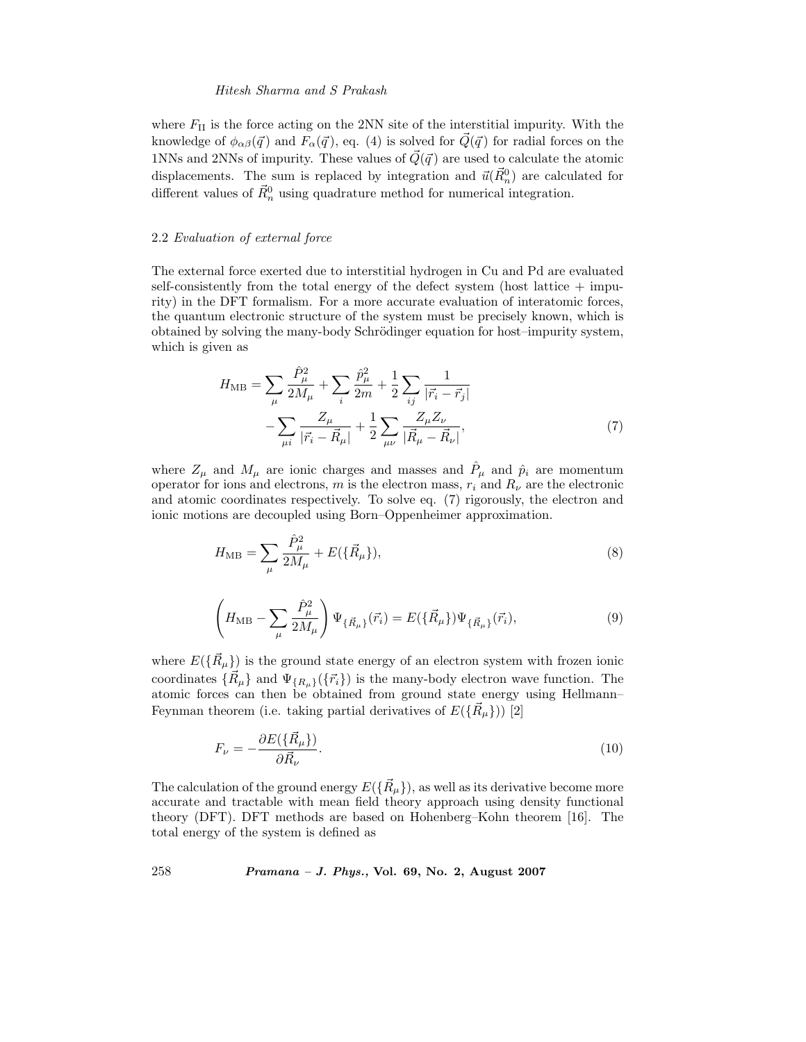where $F_{\mathrm{II}}$ is the force acting on the 2NN site of the interstitial impurity. With the knowledge of $\phi_{\alpha\beta}(\vec{q})$ and $F_\alpha(\vec{q})$, eq. (4) is solved for $\vec{Q}(\vec{q})$ for radial forces on the 1NNs and 2NNs of impurity. These values of $\vec{Q}(\vec{q})$ are used to calculate the atomic displacements. The sum is replaced by integration and $\vec{u}(\vec{R}_n^0)$ are calculated for different values of $\vec{R}_n^0$ using quadrature method for numerical integration.

### 2.2 *Evaluation of external force*

The external force exerted due to interstitial hydrogen in Cu and Pd are evaluated self-consistently from the total energy of the defect system (host lattice + impurity) in the DFT formalism. For a more accurate evaluation of interatomic forces, the quantum electronic structure of the system must be precisely known, which is obtained by solving the many-body Schrödinger equation for host–impurity system, which is given as

$$
\begin{aligned}
H_{\mathrm{MB}} = & \sum_\mu \frac{\hat{P}_\mu^2}{2M_\mu} + \sum_i \frac{\hat{p}_\mu^2}{2m} + \frac{1}{2}\sum_{ij} \frac{1}{|\vec{r}_i - \vec{r}_j|} \\
& - \sum_{\mu i} \frac{Z_\mu}{|\vec{r}_i - \vec{R}_\mu|} + \frac{1}{2}\sum_{\mu\nu} \frac{Z_\mu Z_\nu}{|\vec{R}_\mu - \vec{R}_\nu|},
\end{aligned} \tag{7}
$$

where $Z_\mu$ and $M_\mu$ are ionic charges and masses and $\hat{P}_\mu$ and $\hat{p}_i$ are momentum operator for ions and electrons, $m$ is the electron mass, $r_i$ and $R_\nu$ are the electronic and atomic coordinates respectively. To solve eq. (7) rigorously, the electron and ionic motions are decoupled using Born–Oppenheimer approximation.

$$
H_{\mathrm{MB}} = \sum_\mu \frac{\hat{P}_\mu^2}{2M_\mu} + E(\{\vec{R}_\mu\}), \tag{8}
$$

$$
\left( H_{\mathrm{MB}} - \sum_\mu \frac{\hat{P}_\mu^2}{2M_\mu} \right) \Psi_{\{\vec{R}_\mu\}}(\vec{r}_i) = E(\{\vec{R}_\mu\}) \Psi_{\{\vec{R}_\mu\}}(\vec{r}_i), \tag{9}
$$

where $E(\{\vec{R}_\mu\})$ is the ground state energy of an electron system with frozen ionic coordinates $\{\vec{R}_\mu\}$ and $\Psi_{\{R_\mu\}}(\{\vec{r}_i\})$ is the many-body electron wave function. The atomic forces can then be obtained from ground state energy using Hellmann–Feynman theorem (i.e. taking partial derivatives of $E(\{\vec{R}_\mu\})$) [2]

$$
F_\nu = -\frac{\partial E(\{\vec{R}_\mu\})}{\partial \vec{R}_\nu}. \tag{10}
$$

The calculation of the ground energy $E(\{\vec{R}_\mu\})$, as well as its derivative become more accurate and tractable with mean field theory approach using density functional theory (DFT). DFT methods are based on Hohenberg–Kohn theorem [16]. The total energy of the system is defined as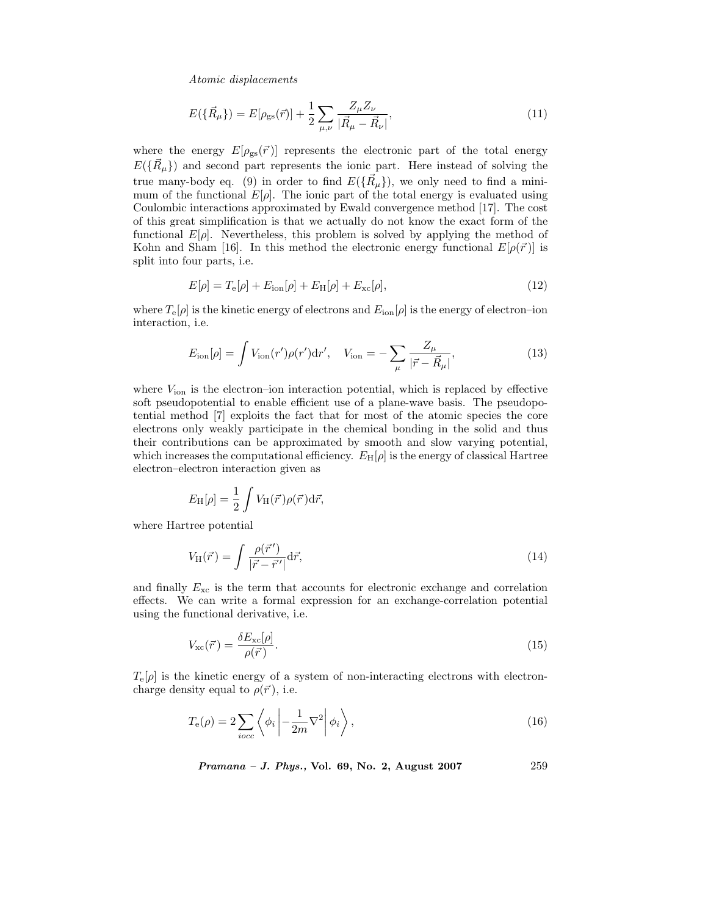*Atomic displacements*

$$E(\{\vec{R}_\mu\}) = E[\rho_{\rm gs}(\vec{r})] + \frac{1}{2}\sum_{\mu,\nu}\frac{Z_\mu Z_\nu}{|\vec{R}_\mu - \vec{R}_\nu|}, \tag{11}$$

where the energy $E[\rho_{\rm gs}(\vec{r})]$ represents the electronic part of the total energy $E(\{\vec{R}_\mu\})$ and second part represents the ionic part. Here instead of solving the true many-body eq. (9) in order to find $E(\{\vec{R}_\mu\})$, we only need to find a minimum of the functional $E[\rho]$. The ionic part of the total energy is evaluated using Coulombic interactions approximated by Ewald convergence method [17]. The cost of this great simplification is that we actually do not know the exact form of the functional $E[\rho]$. Nevertheless, this problem is solved by applying the method of Kohn and Sham [16]. In this method the electronic energy functional $E[\rho(\vec{r})]$ is split into four parts, i.e.

$$E[\rho] = T_{\rm e}[\rho] + E_{\rm ion}[\rho] + E_{\rm H}[\rho] + E_{\rm xc}[\rho], \tag{12}$$

where $T_{\rm e}[\rho]$ is the kinetic energy of electrons and $E_{\rm ion}[\rho]$ is the energy of electron–ion interaction, i.e.

$$E_{\rm ion}[\rho] = \int V_{\rm ion}(r')\rho(r'){\rm d}r', \quad V_{\rm ion} = -\sum_\mu \frac{Z_\mu}{|\vec{r} - \vec{R}_\mu|}, \tag{13}$$

where $V_{\rm ion}$ is the electron–ion interaction potential, which is replaced by effective soft pseudopotential to enable efficient use of a plane-wave basis. The pseudopotential method [7] exploits the fact that for most of the atomic species the core electrons only weakly participate in the chemical bonding in the solid and thus their contributions can be approximated by smooth and slow varying potential, which increases the computational efficiency. $E_{\rm H}[\rho]$ is the energy of classical Hartree electron–electron interaction given as

$$E_{\rm H}[\rho] = \frac{1}{2}\int V_{\rm H}(\vec{r})\rho(\vec{r}){\rm d}\vec{r},$$

where Hartree potential

$$V_{\rm H}(\vec{r}) = \int \frac{\rho(\vec{r}\,')}{|\vec{r} - \vec{r}\,'|}{\rm d}\vec{r}, \tag{14}$$

and finally $E_{\rm xc}$ is the term that accounts for electronic exchange and correlation effects. We can write a formal expression for an exchange-correlation potential using the functional derivative, i.e.

$$V_{\rm xc}(\vec{r}) = \frac{\delta E_{\rm xc}[\rho]}{\rho(\vec{r})}. \tag{15}$$

$T_{\rm e}[\rho]$ is the kinetic energy of a system of non-interacting electrons with electron-charge density equal to $\rho(\vec{r})$, i.e.

$$T_{\rm e}(\rho) = 2\sum_{iocc}\left\langle \phi_i \left| -\frac{1}{2m}\nabla^2 \right| \phi_i \right\rangle, \tag{16}$$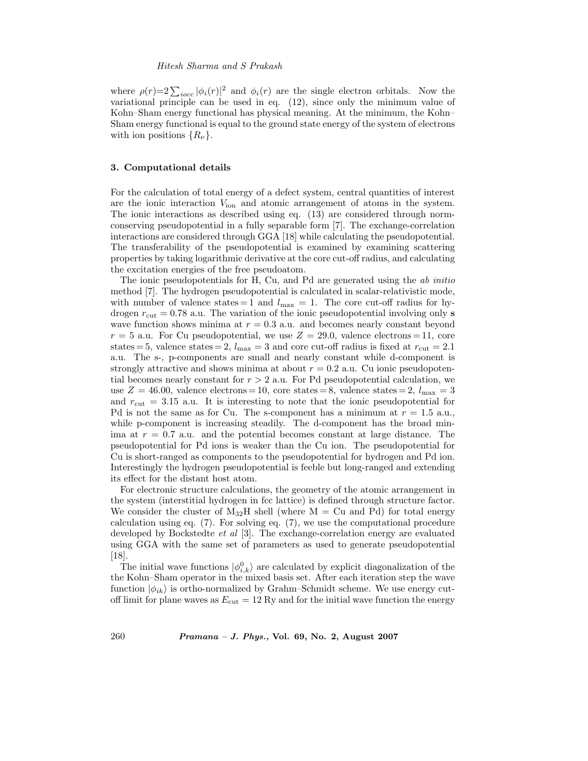where $\rho(r)=2\sum_{iocc}|\phi_i(r)|^2$ and $\phi_i(r)$ are the single electron orbitals. Now the variational principle can be used in eq. (12), since only the minimum value of Kohn–Sham energy functional has physical meaning. At the minimum, the Kohn–Sham energy functional is equal to the ground state energy of the system of electrons with ion positions $\{R_\nu\}$.

### 3. Computational details

For the calculation of total energy of a defect system, central quantities of interest are the ionic interaction $V_{\rm ion}$ and atomic arrangement of atoms in the system. The ionic interactions as described using eq. (13) are considered through norm-conserving pseudopotential in a fully separable form [7]. The exchange-correlation interactions are considered through GGA [18] while calculating the pseudopotential. The transferability of the pseudopotential is examined by examining scattering properties by taking logarithmic derivative at the core cut-off radius, and calculating the excitation energies of the free pseudoatom.

The ionic pseudopotentials for H, Cu, and Pd are generated using the *ab initio* method [7]. The hydrogen pseudopotential is calculated in scalar-relativistic mode, with number of valence states = 1 and $l_{\rm max} = 1$. The core cut-off radius for hydrogen $r_{\rm cut} = 0.78$ a.u. The variation of the ionic pseudopotential involving only **s** wave function shows minima at $r = 0.3$ a.u. and becomes nearly constant beyond $r = 5$ a.u. For Cu pseudopotential, we use $Z = 29.0$, valence electrons = 11, core states = 5, valence states = 2, $l_{\rm max} = 3$ and core cut-off radius is fixed at $r_{\rm cut} = 2.1$ a.u. The s-, p-components are small and nearly constant while d-component is strongly attractive and shows minima at about $r = 0.2$ a.u. Cu ionic pseudopotential becomes nearly constant for $r > 2$ a.u. For Pd pseudopotential calculation, we use $Z = 46.00$, valence electrons = 10, core states = 8, valence states = 2, $l_{\rm max} = 3$ and $r_{\rm cut} = 3.15$ a.u. It is interesting to note that the ionic pseudopotential for Pd is not the same as for Cu. The s-component has a minimum at $r = 1.5$ a.u., while p-component is increasing steadily. The d-component has the broad minima at $r = 0.7$ a.u. and the potential becomes constant at large distance. The pseudopotential for Pd ions is weaker than the Cu ion. The pseudopotential for Cu is short-ranged as components to the pseudopotential for hydrogen and Pd ion. Interestingly the hydrogen pseudopotential is feeble but long-ranged and extending its effect for the distant host atom.

For electronic structure calculations, the geometry of the atomic arrangement in the system (interstitial hydrogen in fcc lattice) is defined through structure factor. We consider the cluster of $M_{32}H$ shell (where M = Cu and Pd) for total energy calculation using eq. (7). For solving eq. (7), we use the computational procedure developed by Bockstedte *et al* [3]. The exchange-correlation energy are evaluated using GGA with the same set of parameters as used to generate pseudopotential [18].

The initial wave functions $|\phi^0_{i,k}\rangle$ are calculated by explicit diagonalization of the the Kohn–Sham operator in the mixed basis set. After each iteration step the wave function $|\phi_{ik}\rangle$ is ortho-normalized by Grahm–Schmidt scheme. We use energy cut-off limit for plane waves as $E_{\rm cut} = 12$ Ry and for the initial wave function the energy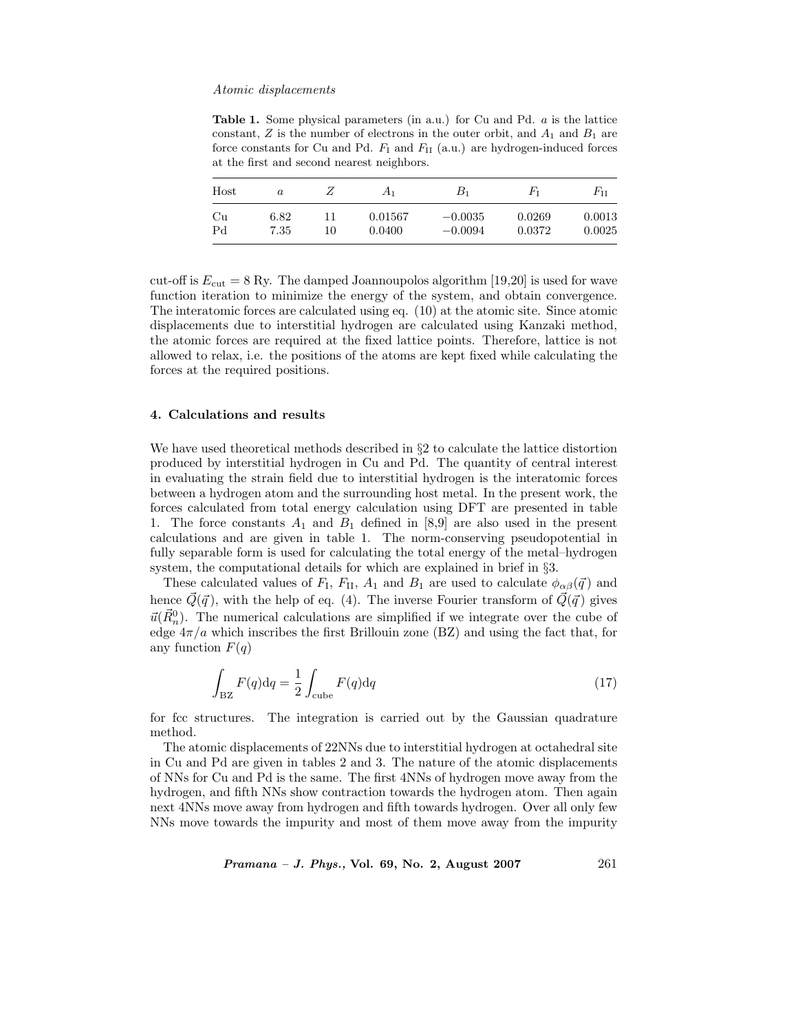**Table 1.** Some physical parameters (in a.u.) for Cu and Pd. $a$ is the lattice constant, $Z$ is the number of electrons in the outer orbit, and $A_1$ and $B_1$ are force constants for Cu and Pd. $F_{\mathrm{I}}$ and $F_{\mathrm{II}}$ (a.u.) are hydrogen-induced forces at the first and second nearest neighbors.

| Host | $a$ | $Z$ | $A_1$ | $B_1$ | $F_{\mathrm{I}}$ | $F_{\mathrm{II}}$ |
|---|---|---|---|---|---|---|
| Cu | 6.82 | 11 | 0.01567 | −0.0035 | 0.0269 | 0.0013 |
| Pd | 7.35 | 10 | 0.0400 | −0.0094 | 0.0372 | 0.0025 |

cut-off is $E_{\mathrm{cut}} = 8$ Ry. The damped Joannoupolos algorithm [19,20] is used for wave function iteration to minimize the energy of the system, and obtain convergence. The interatomic forces are calculated using eq. (10) at the atomic site. Since atomic displacements due to interstitial hydrogen are calculated using Kanzaki method, the atomic forces are required at the fixed lattice points. Therefore, lattice is not allowed to relax, i.e. the positions of the atoms are kept fixed while calculating the forces at the required positions.

## 4. Calculations and results

We have used theoretical methods described in §2 to calculate the lattice distortion produced by interstitial hydrogen in Cu and Pd. The quantity of central interest in evaluating the strain field due to interstitial hydrogen is the interatomic forces between a hydrogen atom and the surrounding host metal. In the present work, the forces calculated from total energy calculation using DFT are presented in table 1. The force constants $A_1$ and $B_1$ defined in [8,9] are also used in the present calculations and are given in table 1. The norm-conserving pseudopotential in fully separable form is used for calculating the total energy of the metal–hydrogen system, the computational details for which are explained in brief in §3.

These calculated values of $F_{\mathrm{I}}$, $F_{\mathrm{II}}$, $A_1$ and $B_1$ are used to calculate $\phi_{\alpha\beta}(\vec{q})$ and hence $\vec{Q}(\vec{q})$, with the help of eq. (4). The inverse Fourier transform of $\vec{Q}(\vec{q})$ gives $\vec{u}(\vec{R}_n^0)$. The numerical calculations are simplified if we integrate over the cube of edge $4\pi/a$ which inscribes the first Brillouin zone (BZ) and using the fact that, for any function $F(q)$

$$\int_{\mathrm{BZ}} F(q)\mathrm{d}q = \frac{1}{2}\int_{\mathrm{cube}} F(q)\mathrm{d}q \tag{17}$$

for fcc structures. The integration is carried out by the Gaussian quadrature method.

The atomic displacements of 22NNs due to interstitial hydrogen at octahedral site in Cu and Pd are given in tables 2 and 3. The nature of the atomic displacements of NNs for Cu and Pd is the same. The first 4NNs of hydrogen move away from the hydrogen, and fifth NNs show contraction towards the hydrogen atom. Then again next 4NNs move away from hydrogen and fifth towards hydrogen. Over all only few NNs move towards the impurity and most of them move away from the impurity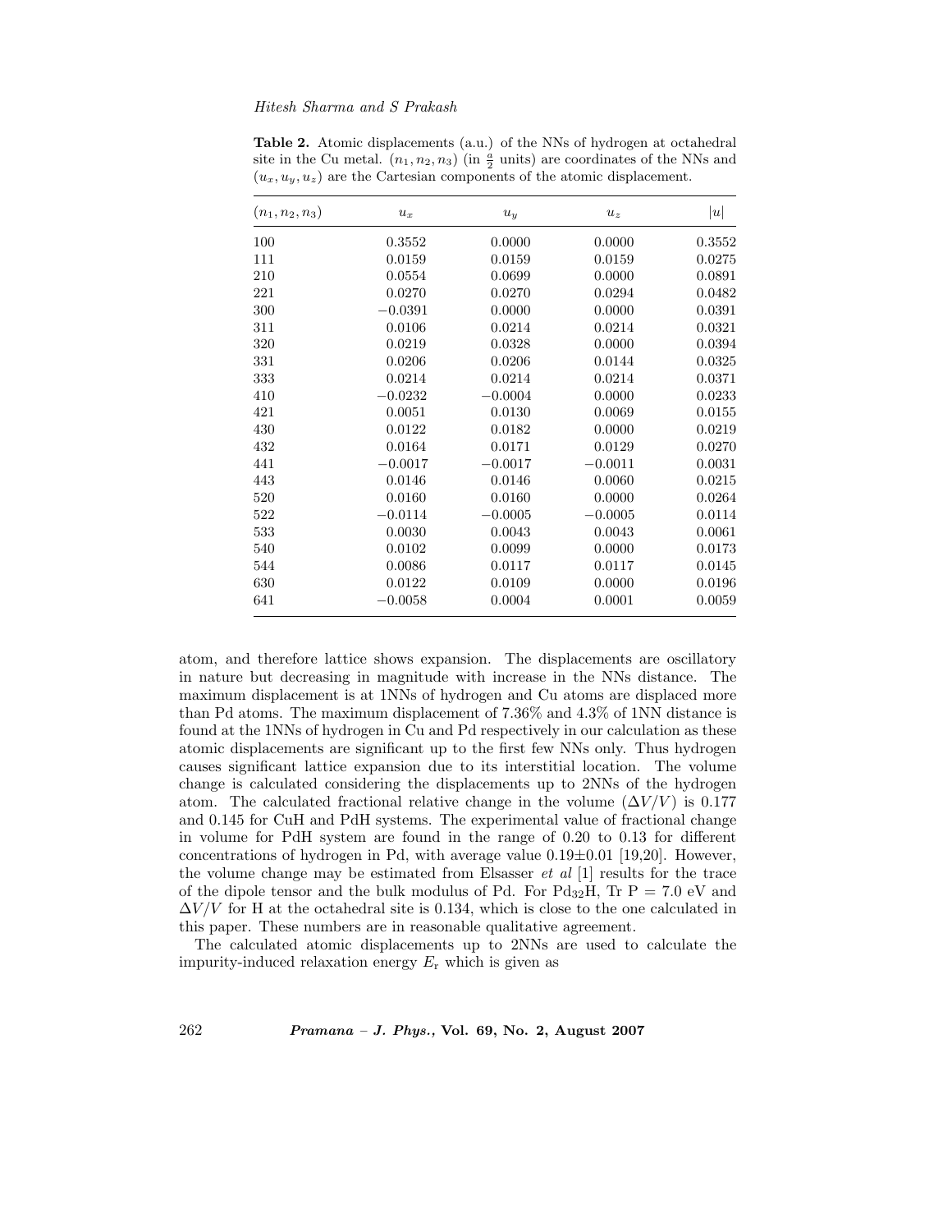**Table 2.** Atomic displacements (a.u.) of the NNs of hydrogen at octahedral site in the Cu metal. $(n_1, n_2, n_3)$ (in $\frac{a}{2}$ units) are coordinates of the NNs and $(u_x, u_y, u_z)$ are the Cartesian components of the atomic displacement.

| $(n_1, n_2, n_3)$ | $u_x$ | $u_y$ | $u_z$ | $\|u\|$ |
|---|---|---|---|---|
| 100 | 0.3552 | 0.0000 | 0.0000 | 0.3552 |
| 111 | 0.0159 | 0.0159 | 0.0159 | 0.0275 |
| 210 | 0.0554 | 0.0699 | 0.0000 | 0.0891 |
| 221 | 0.0270 | 0.0270 | 0.0294 | 0.0482 |
| 300 | −0.0391 | 0.0000 | 0.0000 | 0.0391 |
| 311 | 0.0106 | 0.0214 | 0.0214 | 0.0321 |
| 320 | 0.0219 | 0.0328 | 0.0000 | 0.0394 |
| 331 | 0.0206 | 0.0206 | 0.0144 | 0.0325 |
| 333 | 0.0214 | 0.0214 | 0.0214 | 0.0371 |
| 410 | −0.0232 | −0.0004 | 0.0000 | 0.0233 |
| 421 | 0.0051 | 0.0130 | 0.0069 | 0.0155 |
| 430 | 0.0122 | 0.0182 | 0.0000 | 0.0219 |
| 432 | 0.0164 | 0.0171 | 0.0129 | 0.0270 |
| 441 | −0.0017 | −0.0017 | −0.0011 | 0.0031 |
| 443 | 0.0146 | 0.0146 | 0.0060 | 0.0215 |
| 520 | 0.0160 | 0.0160 | 0.0000 | 0.0264 |
| 522 | −0.0114 | −0.0005 | −0.0005 | 0.0114 |
| 533 | 0.0030 | 0.0043 | 0.0043 | 0.0061 |
| 540 | 0.0102 | 0.0099 | 0.0000 | 0.0173 |
| 544 | 0.0086 | 0.0117 | 0.0117 | 0.0145 |
| 630 | 0.0122 | 0.0109 | 0.0000 | 0.0196 |
| 641 | −0.0058 | 0.0004 | 0.0001 | 0.0059 |

atom, and therefore lattice shows expansion. The displacements are oscillatory in nature but decreasing in magnitude with increase in the NNs distance. The maximum displacement is at 1NNs of hydrogen and Cu atoms are displaced more than Pd atoms. The maximum displacement of 7.36% and 4.3% of 1NN distance is found at the 1NNs of hydrogen in Cu and Pd respectively in our calculation as these atomic displacements are significant up to the first few NNs only. Thus hydrogen causes significant lattice expansion due to its interstitial location. The volume change is calculated considering the displacements up to 2NNs of the hydrogen atom. The calculated fractional relative change in the volume $(\Delta V/V)$ is 0.177 and 0.145 for CuH and PdH systems. The experimental value of fractional change in volume for PdH system are found in the range of 0.20 to 0.13 for different concentrations of hydrogen in Pd, with average value 0.19±0.01 [19,20]. However, the volume change may be estimated from Elsasser *et al* [1] results for the trace of the dipole tensor and the bulk modulus of Pd. For $Pd_{32}H$, Tr P = 7.0 eV and $\Delta V/V$ for H at the octahedral site is 0.134, which is close to the one calculated in this paper. These numbers are in reasonable qualitative agreement.

The calculated atomic displacements up to 2NNs are used to calculate the impurity-induced relaxation energy $E_r$ which is given as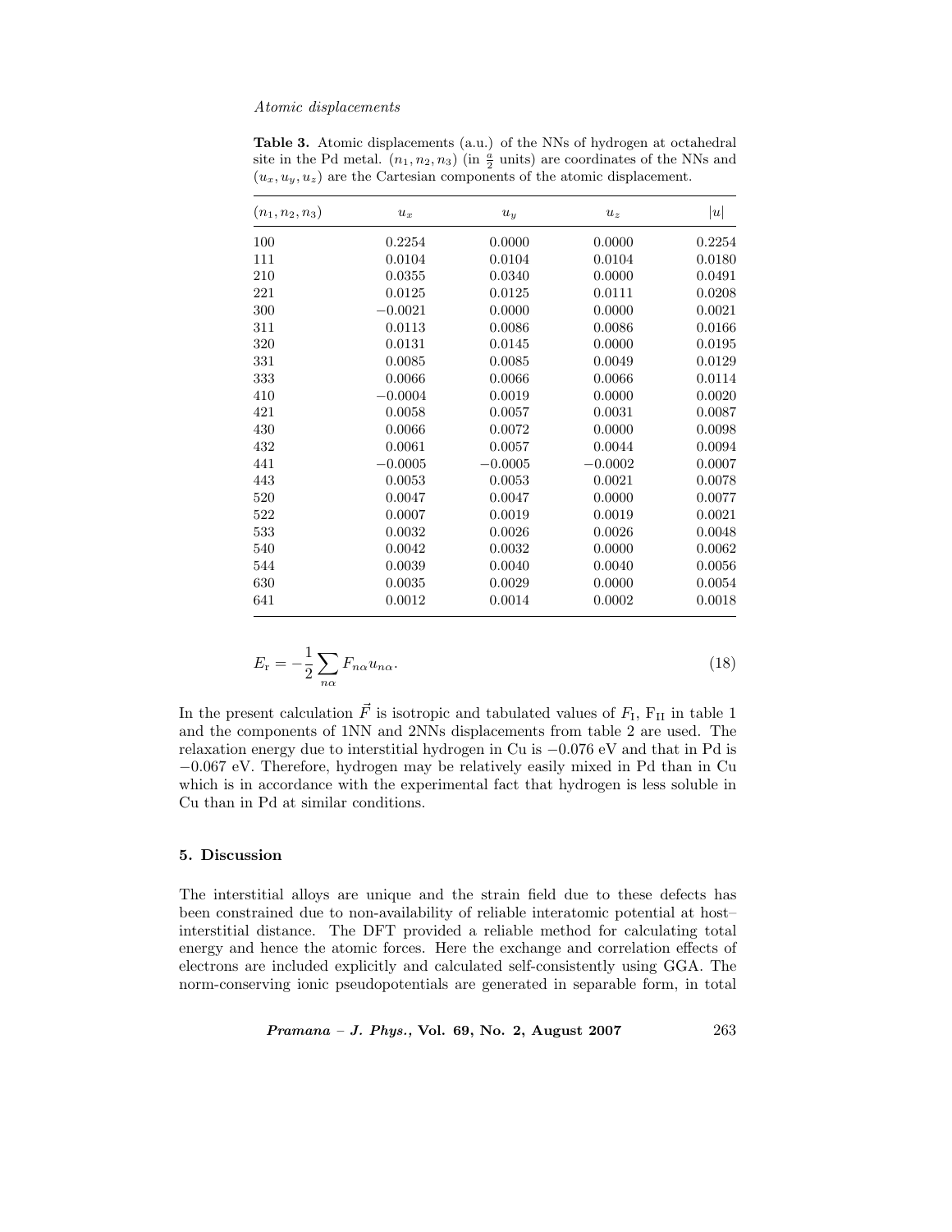**Table 3.** Atomic displacements (a.u.) of the NNs of hydrogen at octahedral site in the Pd metal. $(n_1, n_2, n_3)$ (in $\frac{a}{2}$ units) are coordinates of the NNs and $(u_x, u_y, u_z)$ are the Cartesian components of the atomic displacement.

| $(n_1, n_2, n_3)$ | $u_x$ | $u_y$ | $u_z$ | $\lvert u \rvert$ |
|---|---|---|---|---|
| 100 | 0.2254 | 0.0000 | 0.0000 | 0.2254 |
| 111 | 0.0104 | 0.0104 | 0.0104 | 0.0180 |
| 210 | 0.0355 | 0.0340 | 0.0000 | 0.0491 |
| 221 | 0.0125 | 0.0125 | 0.0111 | 0.0208 |
| 300 | −0.0021 | 0.0000 | 0.0000 | 0.0021 |
| 311 | 0.0113 | 0.0086 | 0.0086 | 0.0166 |
| 320 | 0.0131 | 0.0145 | 0.0000 | 0.0195 |
| 331 | 0.0085 | 0.0085 | 0.0049 | 0.0129 |
| 333 | 0.0066 | 0.0066 | 0.0066 | 0.0114 |
| 410 | −0.0004 | 0.0019 | 0.0000 | 0.0020 |
| 421 | 0.0058 | 0.0057 | 0.0031 | 0.0087 |
| 430 | 0.0066 | 0.0072 | 0.0000 | 0.0098 |
| 432 | 0.0061 | 0.0057 | 0.0044 | 0.0094 |
| 441 | −0.0005 | −0.0005 | −0.0002 | 0.0007 |
| 443 | 0.0053 | 0.0053 | 0.0021 | 0.0078 |
| 520 | 0.0047 | 0.0047 | 0.0000 | 0.0077 |
| 522 | 0.0007 | 0.0019 | 0.0019 | 0.0021 |
| 533 | 0.0032 | 0.0026 | 0.0026 | 0.0048 |
| 540 | 0.0042 | 0.0032 | 0.0000 | 0.0062 |
| 544 | 0.0039 | 0.0040 | 0.0040 | 0.0056 |
| 630 | 0.0035 | 0.0029 | 0.0000 | 0.0054 |
| 641 | 0.0012 | 0.0014 | 0.0002 | 0.0018 |

$$E_{\mathrm{r}} = -\frac{1}{2}\sum_{n\alpha} F_{n\alpha} u_{n\alpha}. \tag{18}$$

In the present calculation $\vec{F}$ is isotropic and tabulated values of $F_{\mathrm{I}}$, $F_{\mathrm{II}}$ in table 1 and the components of 1NN and 2NNs displacements from table 2 are used. The relaxation energy due to interstitial hydrogen in Cu is $-0.076$ eV and that in Pd is $-0.067$ eV. Therefore, hydrogen may be relatively easily mixed in Pd than in Cu which is in accordance with the experimental fact that hydrogen is less soluble in Cu than in Pd at similar conditions.

## 5. Discussion

The interstitial alloys are unique and the strain field due to these defects has been constrained due to non-availability of reliable interatomic potential at host–interstitial distance. The DFT provided a reliable method for calculating total energy and hence the atomic forces. Here the exchange and correlation effects of electrons are included explicitly and calculated self-consistently using GGA. The norm-conserving ionic pseudopotentials are generated in separable form, in total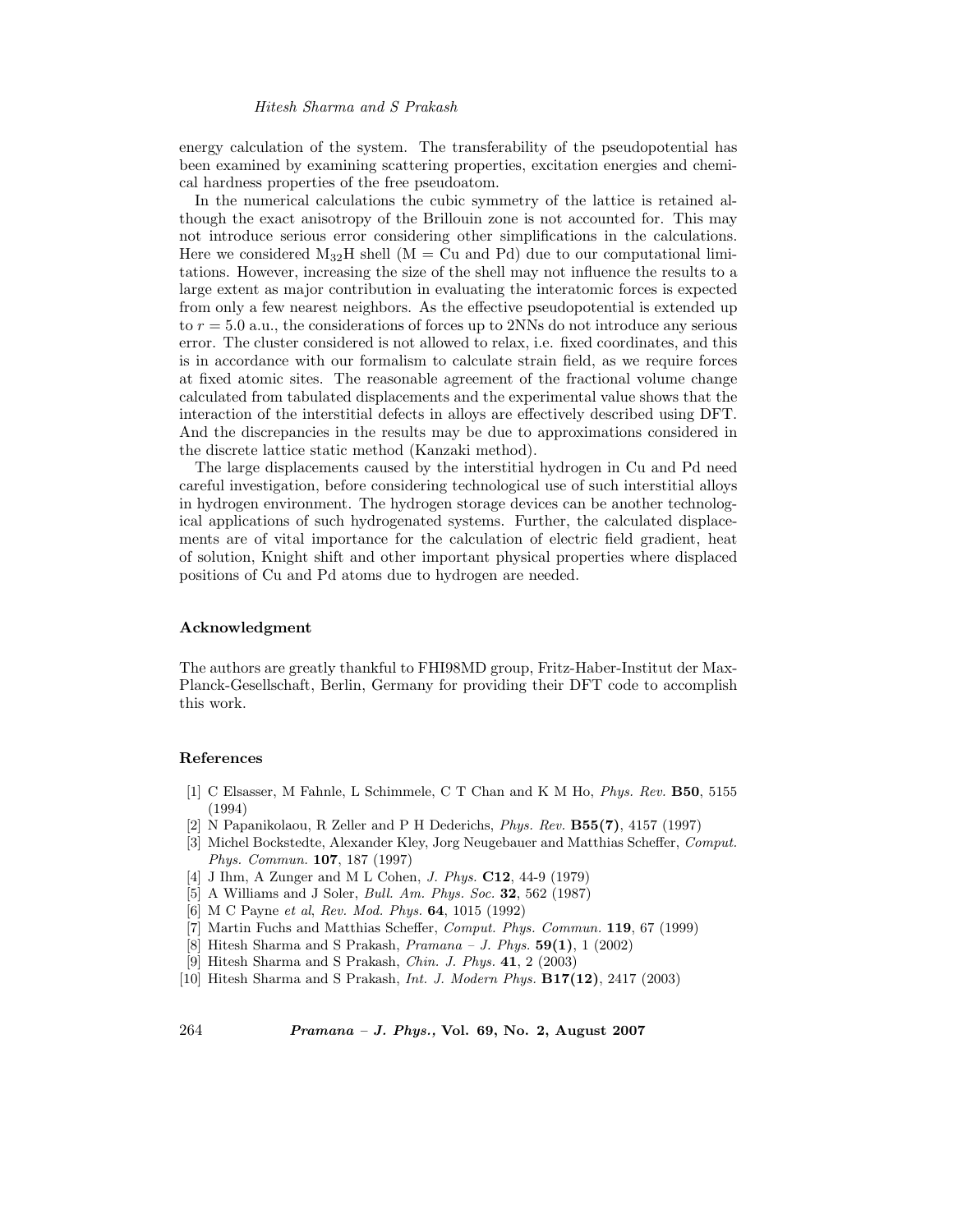energy calculation of the system. The transferability of the pseudopotential has been examined by examining scattering properties, excitation energies and chemical hardness properties of the free pseudoatom.

In the numerical calculations the cubic symmetry of the lattice is retained although the exact anisotropy of the Brillouin zone is not accounted for. This may not introduce serious error considering other simplifications in the calculations. Here we considered $M_{32}H$ shell (M = Cu and Pd) due to our computational limitations. However, increasing the size of the shell may not influence the results to a large extent as major contribution in evaluating the interatomic forces is expected from only a few nearest neighbors. As the effective pseudopotential is extended up to $r = 5.0$ a.u., the considerations of forces up to 2NNs do not introduce any serious error. The cluster considered is not allowed to relax, i.e. fixed coordinates, and this is in accordance with our formalism to calculate strain field, as we require forces at fixed atomic sites. The reasonable agreement of the fractional volume change calculated from tabulated displacements and the experimental value shows that the interaction of the interstitial defects in alloys are effectively described using DFT. And the discrepancies in the results may be due to approximations considered in the discrete lattice static method (Kanzaki method).

The large displacements caused by the interstitial hydrogen in Cu and Pd need careful investigation, before considering technological use of such interstitial alloys in hydrogen environment. The hydrogen storage devices can be another technological applications of such hydrogenated systems. Further, the calculated displacements are of vital importance for the calculation of electric field gradient, heat of solution, Knight shift and other important physical properties where displaced positions of Cu and Pd atoms due to hydrogen are needed.

### Acknowledgment

The authors are greatly thankful to FHI98MD group, Fritz-Haber-Institut der Max-Planck-Gesellschaft, Berlin, Germany for providing their DFT code to accomplish this work.

### References

[1] C Elsasser, M Fahnle, L Schimmele, C T Chan and K M Ho, *Phys. Rev.* **B50**, 5155 (1994)

[2] N Papanikolaou, R Zeller and P H Dederichs, *Phys. Rev.* **B55(7)**, 4157 (1997)

[3] Michel Bockstedte, Alexander Kley, Jorg Neugebauer and Matthias Scheffer, *Comput. Phys. Commun.* **107**, 187 (1997)

[4] J Ihm, A Zunger and M L Cohen, *J. Phys.* **C12**, 44-9 (1979)

[5] A Williams and J Soler, *Bull. Am. Phys. Soc.* **32**, 562 (1987)

[6] M C Payne *et al*, *Rev. Mod. Phys.* **64**, 1015 (1992)

[7] Martin Fuchs and Matthias Scheffer, *Comput. Phys. Commun.* **119**, 67 (1999)

[8] Hitesh Sharma and S Prakash, *Pramana – J. Phys.* **59(1)**, 1 (2002)

[9] Hitesh Sharma and S Prakash, *Chin. J. Phys.* **41**, 2 (2003)

[10] Hitesh Sharma and S Prakash, *Int. J. Modern Phys.* **B17(12)**, 2417 (2003)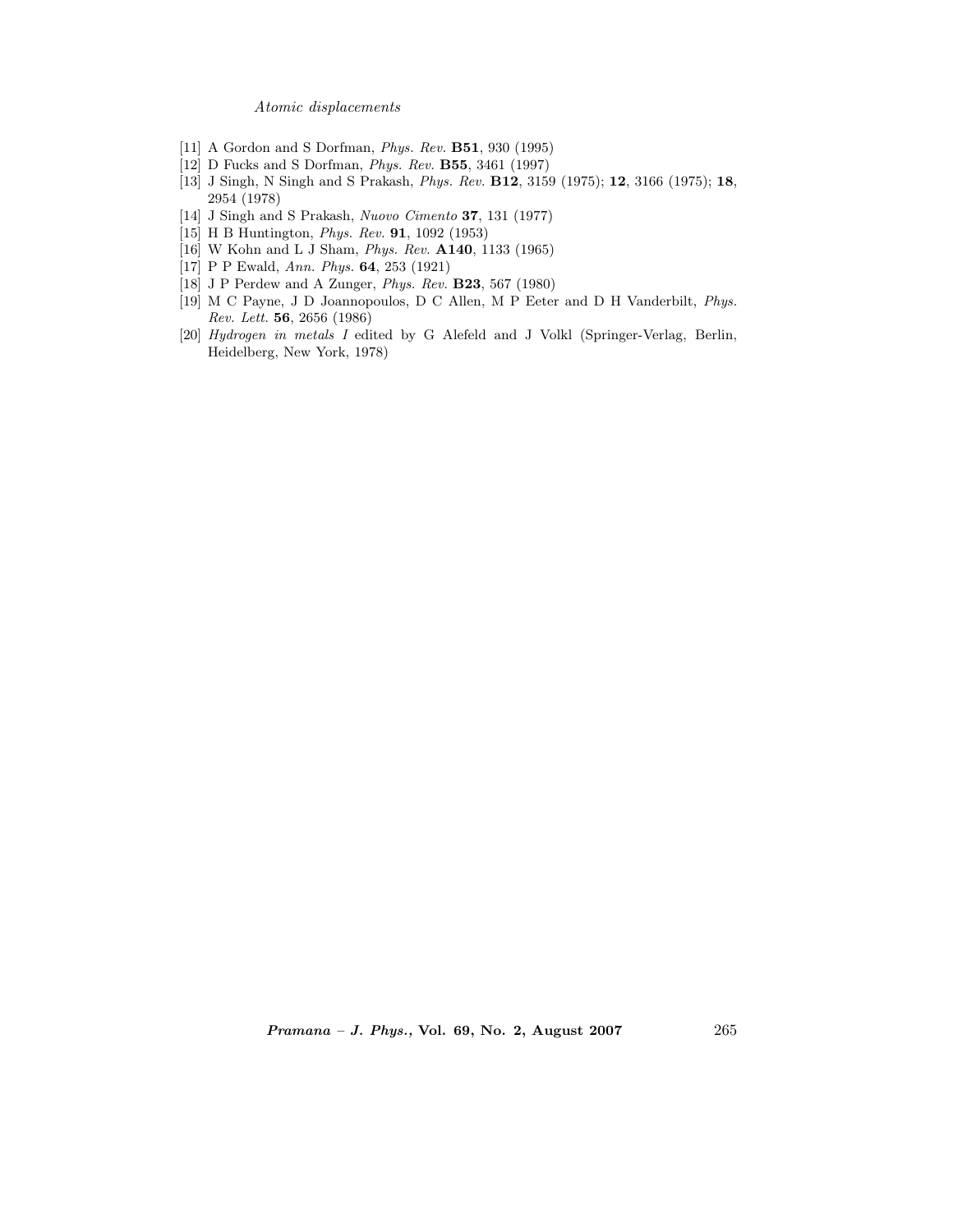[11] A Gordon and S Dorfman, *Phys. Rev.* **B51**, 930 (1995)
[12] D Fucks and S Dorfman, *Phys. Rev.* **B55**, 3461 (1997)
[13] J Singh, N Singh and S Prakash, *Phys. Rev.* **B12**, 3159 (1975); **12**, 3166 (1975); **18**, 2954 (1978)
[14] J Singh and S Prakash, *Nuovo Cimento* **37**, 131 (1977)
[15] H B Huntington, *Phys. Rev.* **91**, 1092 (1953)
[16] W Kohn and L J Sham, *Phys. Rev.* **A140**, 1133 (1965)
[17] P P Ewald, *Ann. Phys.* **64**, 253 (1921)
[18] J P Perdew and A Zunger, *Phys. Rev.* **B23**, 567 (1980)
[19] M C Payne, J D Joannopoulos, D C Allen, M P Eeter and D H Vanderbilt, *Phys. Rev. Lett.* **56**, 2656 (1986)
[20] *Hydrogen in metals I* edited by G Alefeld and J Volkl (Springer-Verlag, Berlin, Heidelberg, New York, 1978)